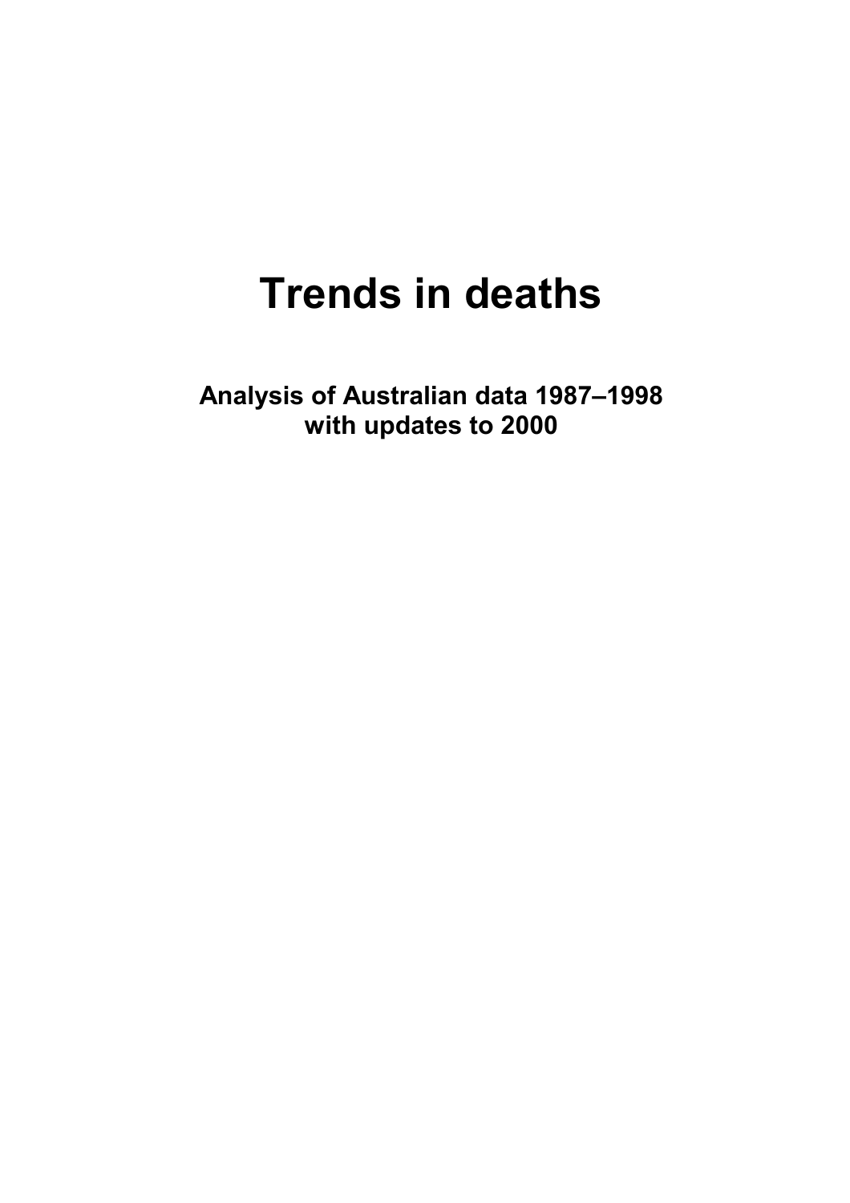# Trends in deaths

**Analysis of Australian data 1987–1998 with updates to 2000**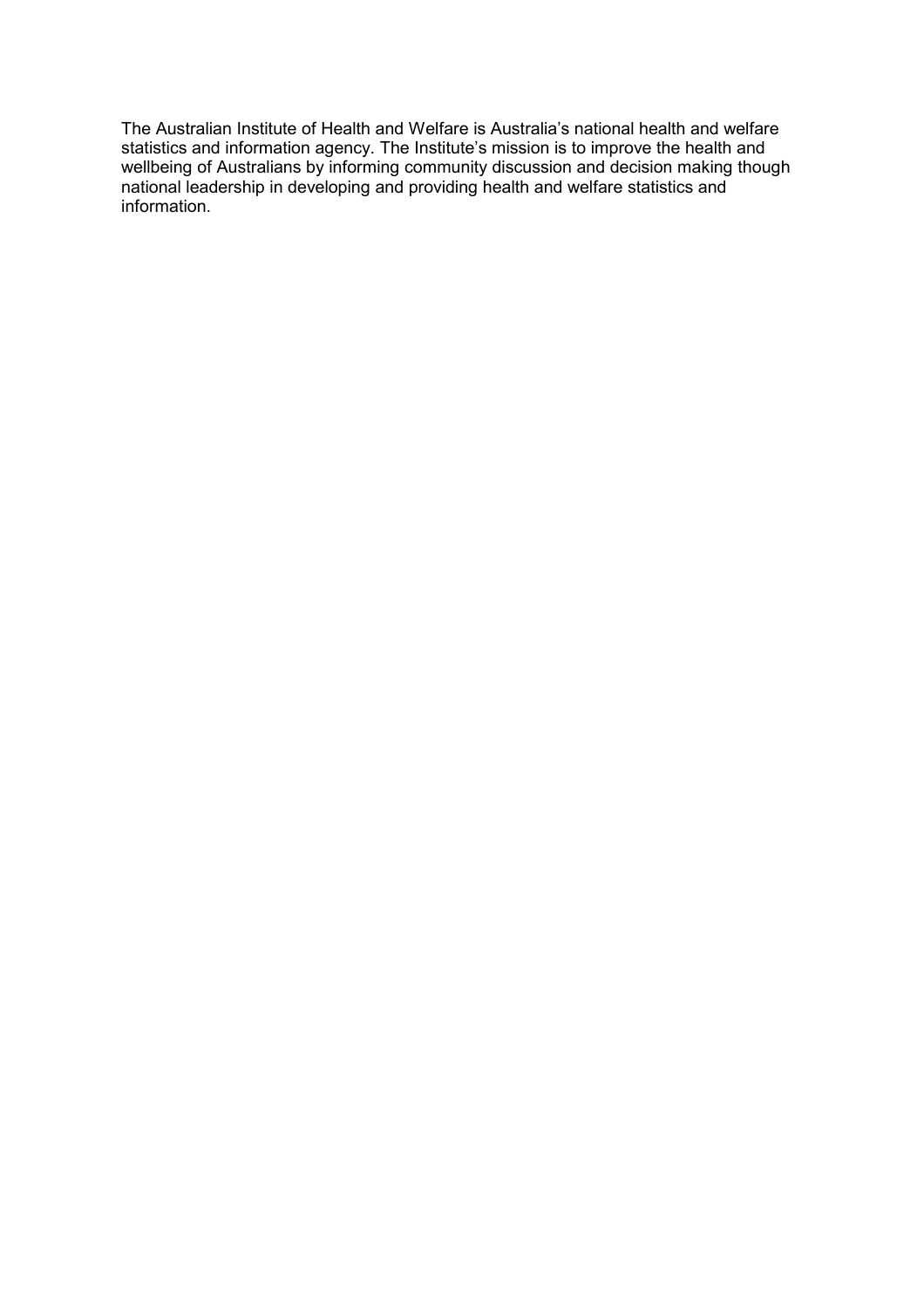The Australian Institute of Health and Welfare is Australia's national health and welfare statistics and information agency. The Institute's mission is to improve the health and wellbeing of Australians by informing community discussion and decision making though national leadership in developing and providing health and welfare statistics and information.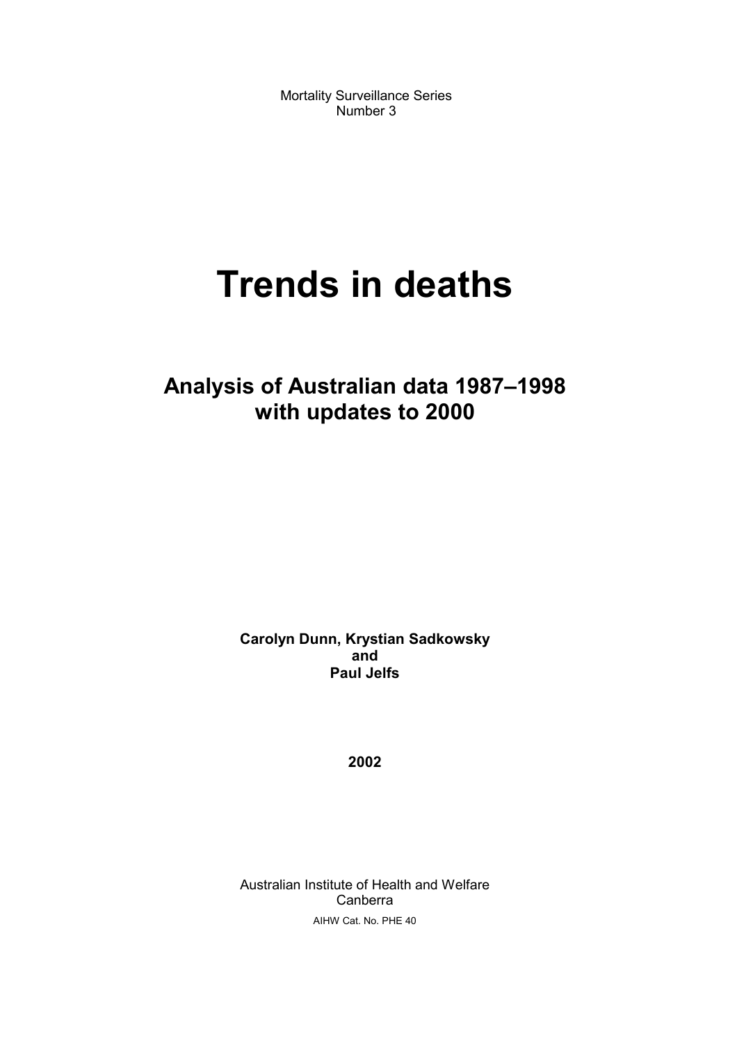Mortality Surveillance Series
Number 3

# Trends in deaths

## Analysis of Australian data 1987–1998 with updates to 2000

**Carolyn Dunn, Krystian Sadkowsky**
**and**
**Paul Jelfs**

**2002**

Australian Institute of Health and Welfare
Canberra

AIHW Cat. No. PHE 40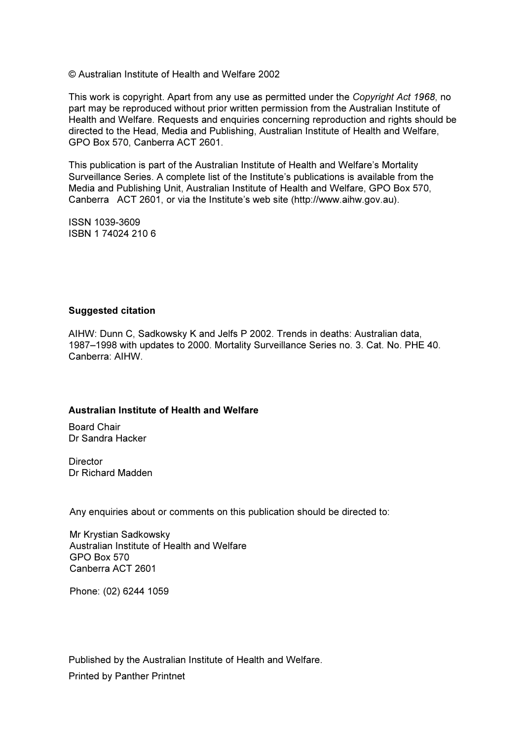© Australian Institute of Health and Welfare 2002

This work is copyright. Apart from any use as permitted under the *Copyright Act 1968*, no part may be reproduced without prior written permission from the Australian Institute of Health and Welfare. Requests and enquiries concerning reproduction and rights should be directed to the Head, Media and Publishing, Australian Institute of Health and Welfare, GPO Box 570, Canberra ACT 2601.

This publication is part of the Australian Institute of Health and Welfare's Mortality Surveillance Series. A complete list of the Institute's publications is available from the Media and Publishing Unit, Australian Institute of Health and Welfare, GPO Box 570, Canberra ACT 2601, or via the Institute's web site (http://www.aihw.gov.au).

ISSN 1039-3609
ISBN 1 74024 210 6

**Suggested citation**

AIHW: Dunn C, Sadkowsky K and Jelfs P 2002. Trends in deaths: Australian data, 1987–1998 with updates to 2000. Mortality Surveillance Series no. 3. Cat. No. PHE 40. Canberra: AIHW.

**Australian Institute of Health and Welfare**

Board Chair
Dr Sandra Hacker

Director
Dr Richard Madden

Any enquiries about or comments on this publication should be directed to:

Mr Krystian Sadkowsky
Australian Institute of Health and Welfare
GPO Box 570
Canberra ACT 2601

Phone: (02) 6244 1059

Published by the Australian Institute of Health and Welfare.

Printed by Panther Printnet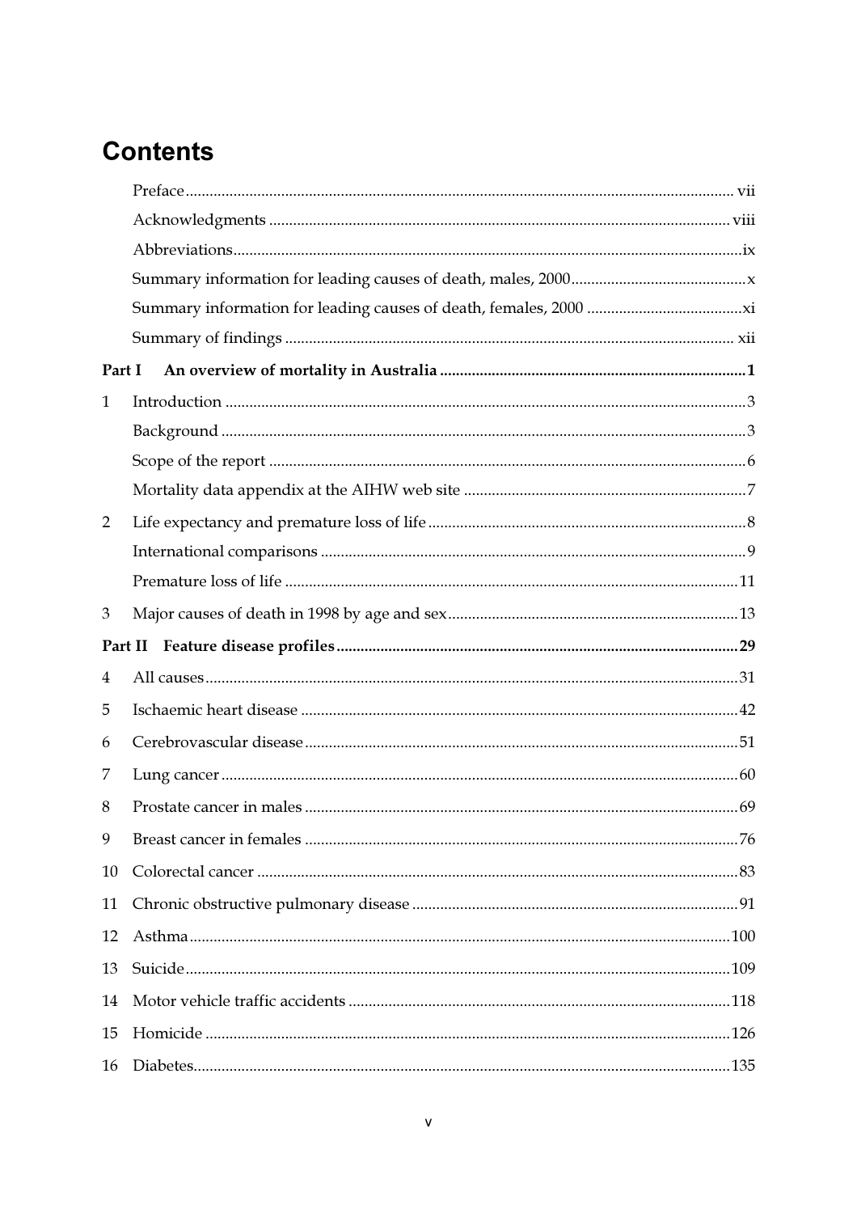# Contents

Preface ... vii

Acknowledgments ... viii

Abbreviations ... ix

Summary information for leading causes of death, males, 2000 ... x

Summary information for leading causes of death, females, 2000 ... xi

Summary of findings ... xii

**Part I An overview of mortality in Australia ... 1**

1 Introduction ... 3

Background ... 3

Scope of the report ... 6

Mortality data appendix at the AIHW web site ... 7

2 Life expectancy and premature loss of life ... 8

International comparisons ... 9

Premature loss of life ... 11

3 Major causes of death in 1998 by age and sex ... 13

**Part II Feature disease profiles ... 29**

4 All causes ... 31

5 Ischaemic heart disease ... 42

6 Cerebrovascular disease ... 51

7 Lung cancer ... 60

8 Prostate cancer in males ... 69

9 Breast cancer in females ... 76

10 Colorectal cancer ... 83

11 Chronic obstructive pulmonary disease ... 91

12 Asthma ... 100

13 Suicide ... 109

14 Motor vehicle traffic accidents ... 118

15 Homicide ... 126

16 Diabetes ... 135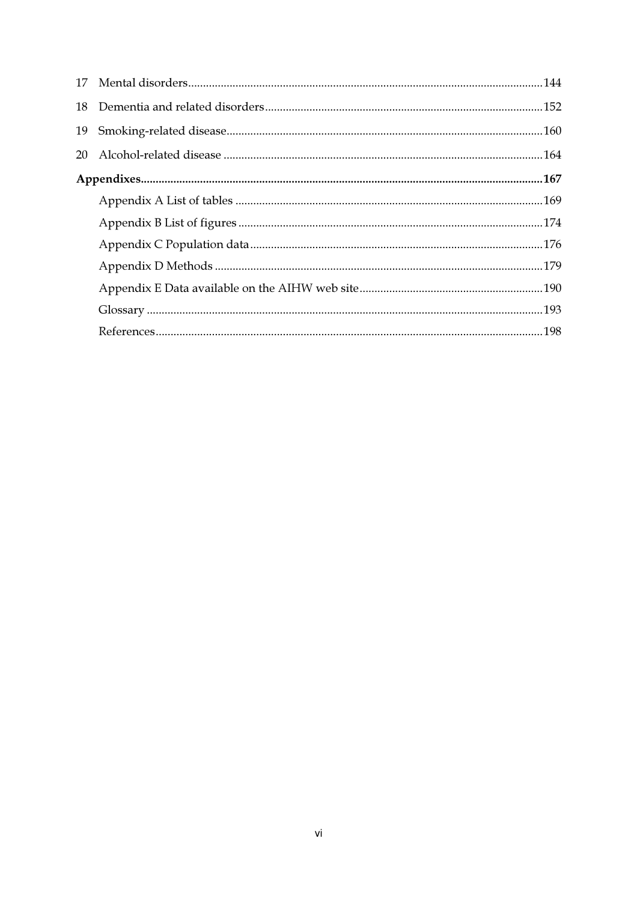17 Mental disorders....................................................................................................................144

18 Dementia and related disorders.............................................................................................152

19 Smoking-related disease..........................................................................................................160

20 Alcohol-related disease ...........................................................................................................164

**Appendixes.......................................................................................................................................167**

Appendix A List of tables .......................................................................................................169

Appendix B List of figures ......................................................................................................174

Appendix C Population data ..................................................................................................176

Appendix D Methods ..............................................................................................................179

Appendix E Data available on the AIHW web site ..............................................................190

Glossary .....................................................................................................................................193

References...................................................................................................................................198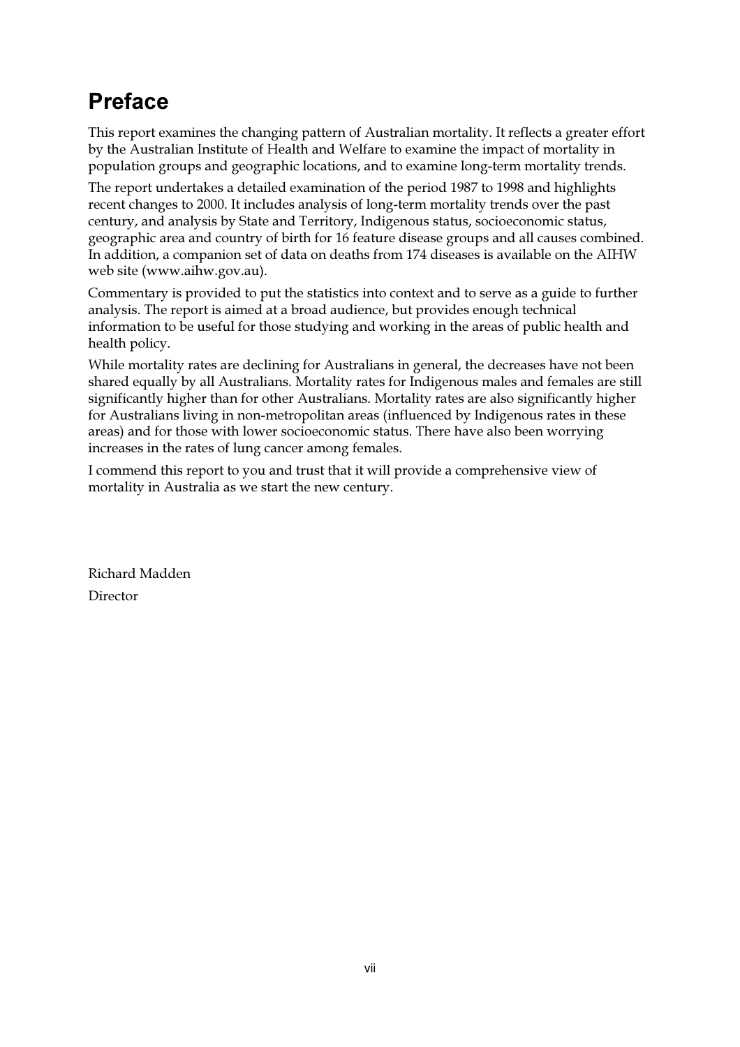# Preface

This report examines the changing pattern of Australian mortality. It reflects a greater effort by the Australian Institute of Health and Welfare to examine the impact of mortality in population groups and geographic locations, and to examine long-term mortality trends.

The report undertakes a detailed examination of the period 1987 to 1998 and highlights recent changes to 2000. It includes analysis of long-term mortality trends over the past century, and analysis by State and Territory, Indigenous status, socioeconomic status, geographic area and country of birth for 16 feature disease groups and all causes combined. In addition, a companion set of data on deaths from 174 diseases is available on the AIHW web site (www.aihw.gov.au).

Commentary is provided to put the statistics into context and to serve as a guide to further analysis. The report is aimed at a broad audience, but provides enough technical information to be useful for those studying and working in the areas of public health and health policy.

While mortality rates are declining for Australians in general, the decreases have not been shared equally by all Australians. Mortality rates for Indigenous males and females are still significantly higher than for other Australians. Mortality rates are also significantly higher for Australians living in non-metropolitan areas (influenced by Indigenous rates in these areas) and for those with lower socioeconomic status. There have also been worrying increases in the rates of lung cancer among females.

I commend this report to you and trust that it will provide a comprehensive view of mortality in Australia as we start the new century.

Richard Madden
Director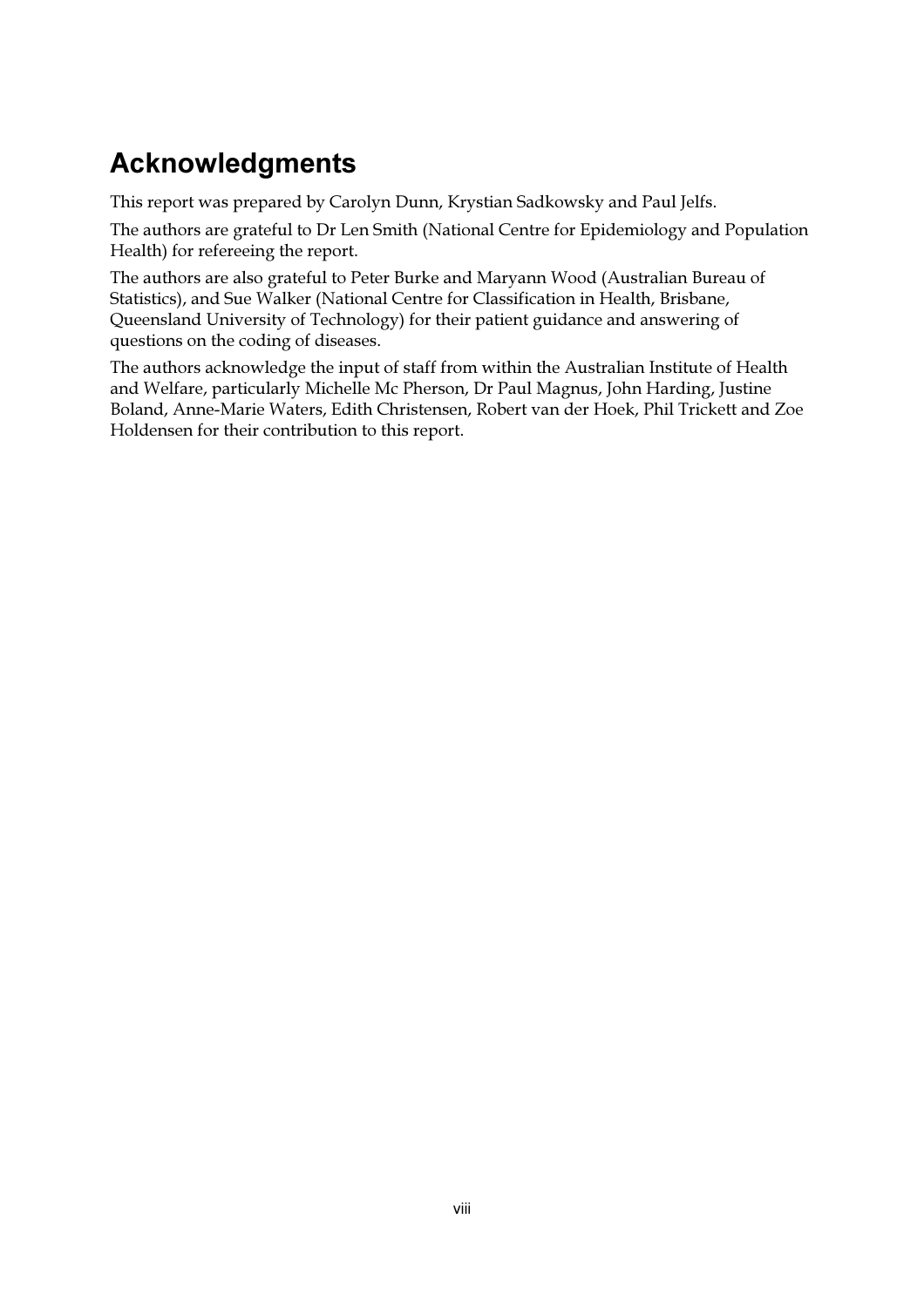# Acknowledgments

This report was prepared by Carolyn Dunn, Krystian Sadkowsky and Paul Jelfs.

The authors are grateful to Dr Len Smith (National Centre for Epidemiology and Population Health) for refereeing the report.

The authors are also grateful to Peter Burke and Maryann Wood (Australian Bureau of Statistics), and Sue Walker (National Centre for Classification in Health, Brisbane, Queensland University of Technology) for their patient guidance and answering of questions on the coding of diseases.

The authors acknowledge the input of staff from within the Australian Institute of Health and Welfare, particularly Michelle Mc Pherson, Dr Paul Magnus, John Harding, Justine Boland, Anne-Marie Waters, Edith Christensen, Robert van der Hoek, Phil Trickett and Zoe Holdensen for their contribution to this report.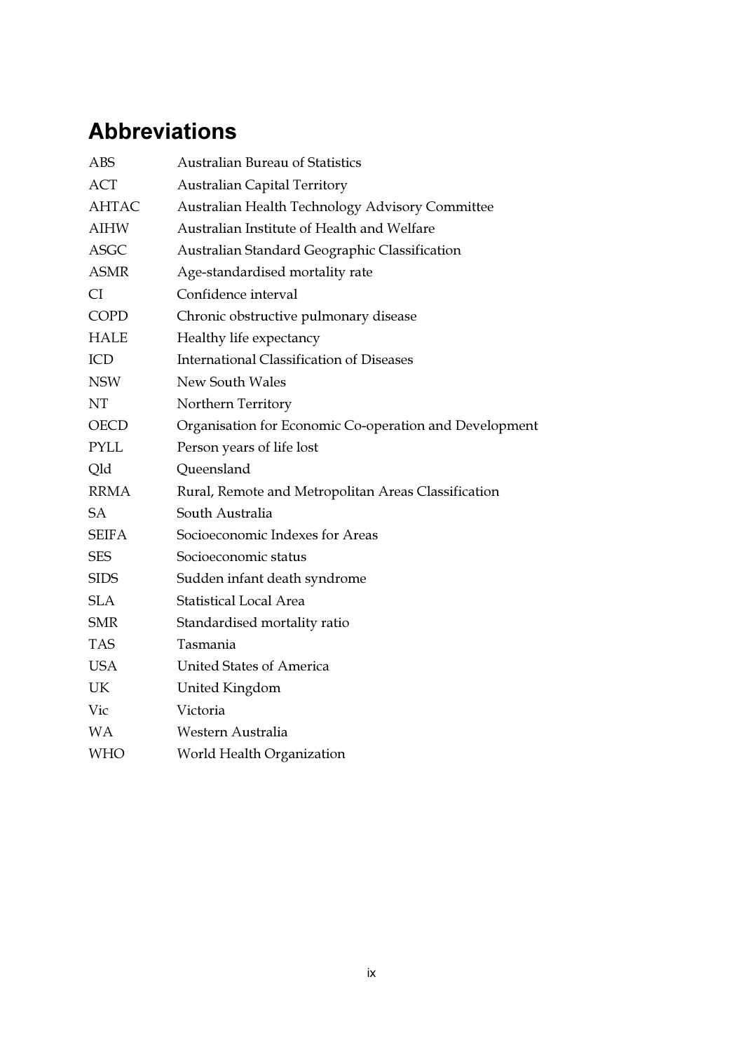# Abbreviations

| | |
|---|---|
| ABS | Australian Bureau of Statistics |
| ACT | Australian Capital Territory |
| AHTAC | Australian Health Technology Advisory Committee |
| AIHW | Australian Institute of Health and Welfare |
| ASGC | Australian Standard Geographic Classification |
| ASMR | Age-standardised mortality rate |
| CI | Confidence interval |
| COPD | Chronic obstructive pulmonary disease |
| HALE | Healthy life expectancy |
| ICD | International Classification of Diseases |
| NSW | New South Wales |
| NT | Northern Territory |
| OECD | Organisation for Economic Co-operation and Development |
| PYLL | Person years of life lost |
| Qld | Queensland |
| RRMA | Rural, Remote and Metropolitan Areas Classification |
| SA | South Australia |
| SEIFA | Socioeconomic Indexes for Areas |
| SES | Socioeconomic status |
| SIDS | Sudden infant death syndrome |
| SLA | Statistical Local Area |
| SMR | Standardised mortality ratio |
| TAS | Tasmania |
| USA | United States of America |
| UK | United Kingdom |
| Vic | Victoria |
| WA | Western Australia |
| WHO | World Health Organization |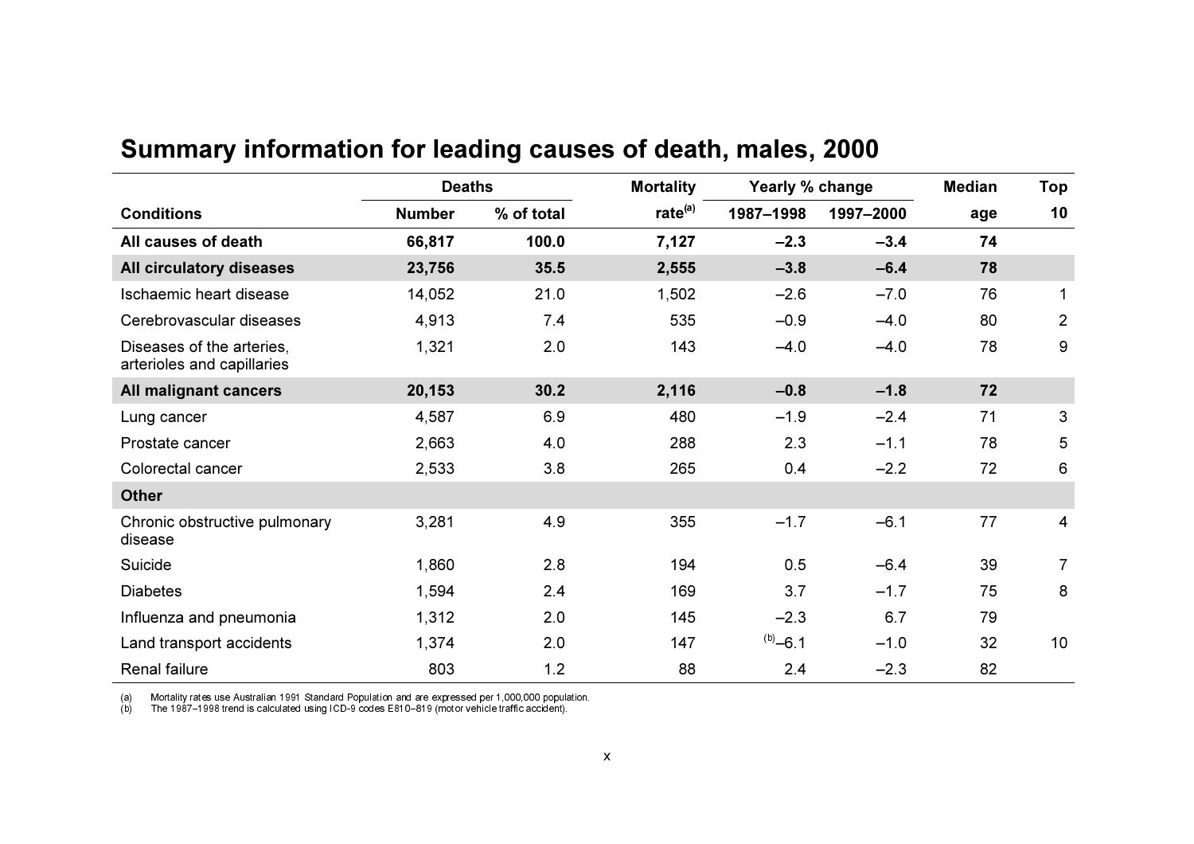## Summary information for leading causes of death, males, 2000

| Conditions | Deaths | | Mortality | Yearly % change | | Median | Top |
|---|---|---|---|---|---|---|---|
| | Number | % of total | rate[a] | 1987–1998 | 1997–2000 | age | 10 |
| **All causes of death** | **66,817** | **100.0** | **7,127** | **–2.3** | **–3.4** | **74** | |
| **All circulatory diseases** | **23,756** | **35.5** | **2,555** | **–3.8** | **–6.4** | **78** | |
| Ischaemic heart disease | 14,052 | 21.0 | 1,502 | –2.6 | –7.0 | 76 | 1 |
| Cerebrovascular diseases | 4,913 | 7.4 | 535 | –0.9 | –4.0 | 80 | 2 |
| Diseases of the arteries, arterioles and capillaries | 1,321 | 2.0 | 143 | –4.0 | –4.0 | 78 | 9 |
| **All malignant cancers** | **20,153** | **30.2** | **2,116** | **–0.8** | **–1.8** | **72** | |
| Lung cancer | 4,587 | 6.9 | 480 | –1.9 | –2.4 | 71 | 3 |
| Prostate cancer | 2,663 | 4.0 | 288 | 2.3 | –1.1 | 78 | 5 |
| Colorectal cancer | 2,533 | 3.8 | 265 | 0.4 | –2.2 | 72 | 6 |
| **Other** | | | | | | | |
| Chronic obstructive pulmonary disease | 3,281 | 4.9 | 355 | –1.7 | –6.1 | 77 | 4 |
| Suicide | 1,860 | 2.8 | 194 | 0.5 | –6.4 | 39 | 7 |
| Diabetes | 1,594 | 2.4 | 169 | 3.7 | –1.7 | 75 | 8 |
| Influenza and pneumonia | 1,312 | 2.0 | 145 | –2.3 | 6.7 | 79 | |
| Land transport accidents | 1,374 | 2.0 | 147 | [b]–6.1 | –1.0 | 32 | 10 |
| Renal failure | 803 | 1.2 | 88 | 2.4 | –2.3 | 82 | |

(a) Mortality rates use Australian 1991 Standard Population and are expressed per 1,000,000 population.
(b) The 1987–1998 trend is calculated using ICD-9 codes E810–819 (motor vehicle traffic accident).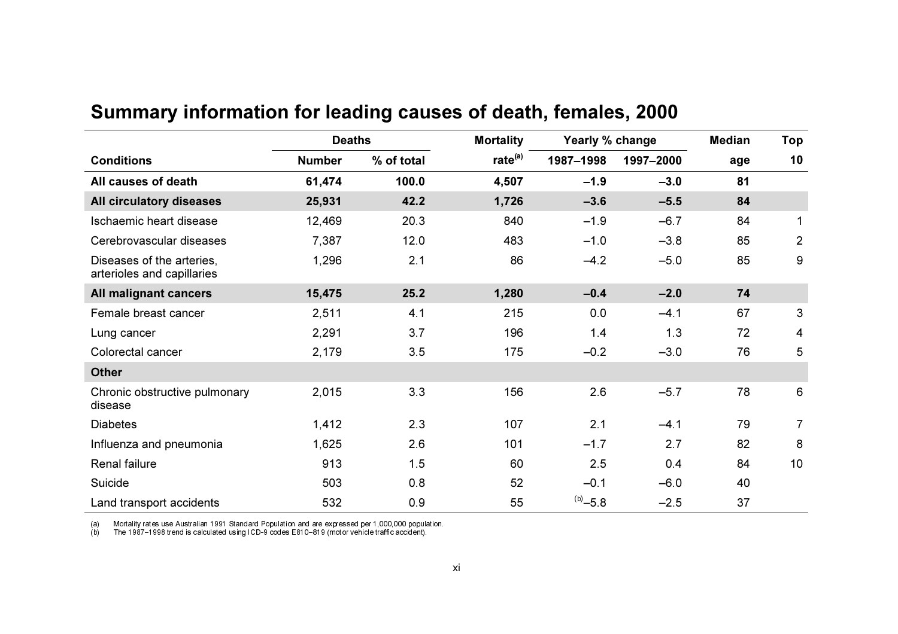## Summary information for leading causes of death, females, 2000

| Conditions | Deaths | | Mortality | Yearly % change | | Median | Top |
|---|---|---|---|---|---|---|---|
| | Number | % of total | rate[(a)] | 1987–1998 | 1997–2000 | age | 10 |
| **All causes of death** | **61,474** | **100.0** | **4,507** | **–1.9** | **–3.0** | **81** | |
| **All circulatory diseases** | **25,931** | **42.2** | **1,726** | **–3.6** | **–5.5** | **84** | |
| Ischaemic heart disease | 12,469 | 20.3 | 840 | –1.9 | –6.7 | 84 | 1 |
| Cerebrovascular diseases | 7,387 | 12.0 | 483 | –1.0 | –3.8 | 85 | 2 |
| Diseases of the arteries, arterioles and capillaries | 1,296 | 2.1 | 86 | –4.2 | –5.0 | 85 | 9 |
| **All malignant cancers** | **15,475** | **25.2** | **1,280** | **–0.4** | **–2.0** | **74** | |
| Female breast cancer | 2,511 | 4.1 | 215 | 0.0 | –4.1 | 67 | 3 |
| Lung cancer | 2,291 | 3.7 | 196 | 1.4 | 1.3 | 72 | 4 |
| Colorectal cancer | 2,179 | 3.5 | 175 | –0.2 | –3.0 | 76 | 5 |
| **Other** | | | | | | | |
| Chronic obstructive pulmonary disease | 2,015 | 3.3 | 156 | 2.6 | –5.7 | 78 | 6 |
| Diabetes | 1,412 | 2.3 | 107 | 2.1 | –4.1 | 79 | 7 |
| Influenza and pneumonia | 1,625 | 2.6 | 101 | –1.7 | 2.7 | 82 | 8 |
| Renal failure | 913 | 1.5 | 60 | 2.5 | 0.4 | 84 | 10 |
| Suicide | 503 | 0.8 | 52 | –0.1 | –6.0 | 40 | |
| Land transport accidents | 532 | 0.9 | 55 | [(b)]–5.8 | –2.5 | 37 | |

(a) Mortality rates use Australian 1991 Standard Population and are expressed per 1,000,000 population.
(b) The 1987–1998 trend is calculated using ICD-9 codes E810–819 (motor vehicle traffic accident).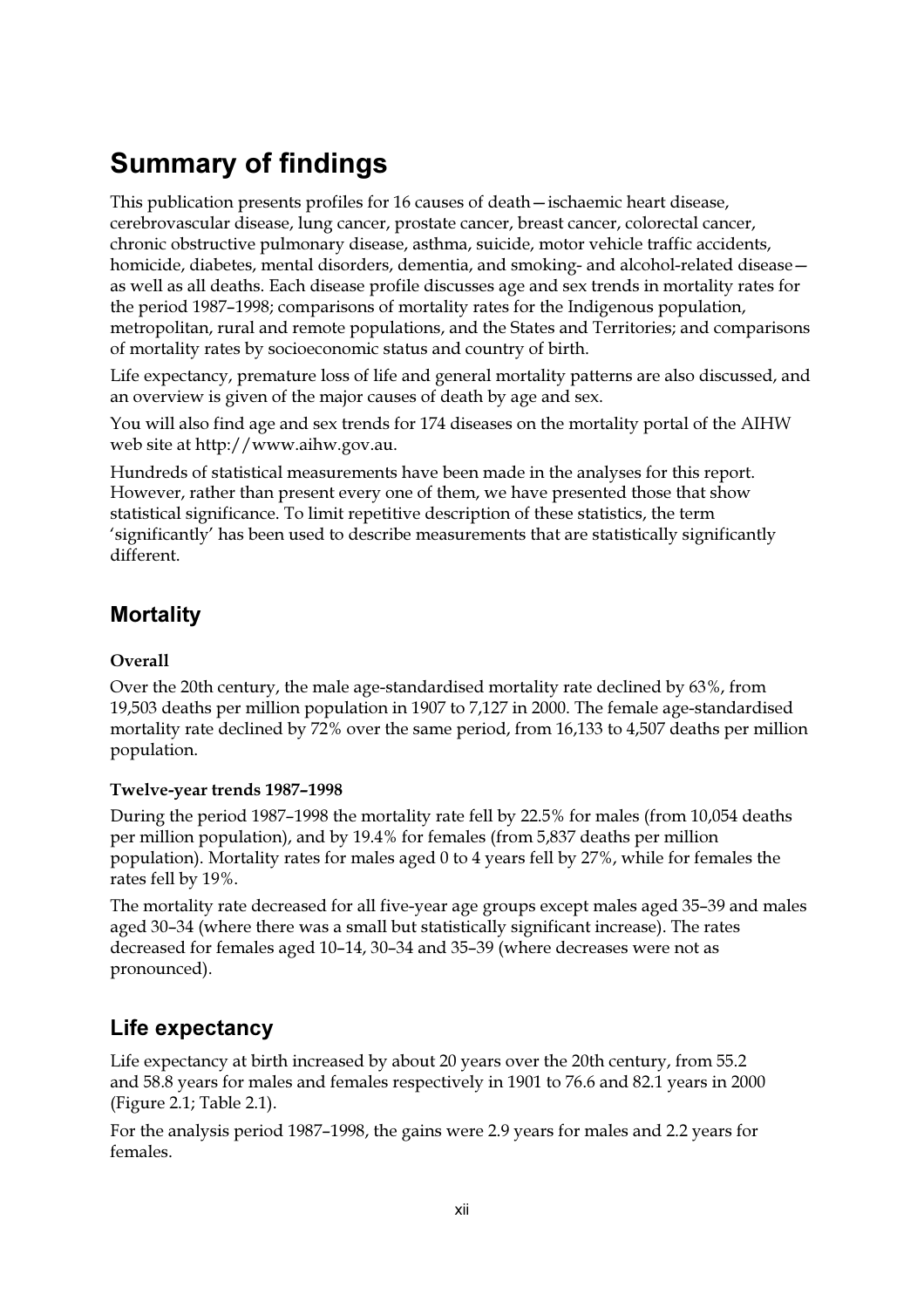# Summary of findings

This publication presents profiles for 16 causes of death—ischaemic heart disease, cerebrovascular disease, lung cancer, prostate cancer, breast cancer, colorectal cancer, chronic obstructive pulmonary disease, asthma, suicide, motor vehicle traffic accidents, homicide, diabetes, mental disorders, dementia, and smoking- and alcohol-related disease—as well as all deaths. Each disease profile discusses age and sex trends in mortality rates for the period 1987–1998; comparisons of mortality rates for the Indigenous population, metropolitan, rural and remote populations, and the States and Territories; and comparisons of mortality rates by socioeconomic status and country of birth.

Life expectancy, premature loss of life and general mortality patterns are also discussed, and an overview is given of the major causes of death by age and sex.

You will also find age and sex trends for 174 diseases on the mortality portal of the AIHW web site at http://www.aihw.gov.au.

Hundreds of statistical measurements have been made in the analyses for this report. However, rather than present every one of them, we have presented those that show statistical significance. To limit repetitive description of these statistics, the term 'significantly' has been used to describe measurements that are statistically significantly different.

## Mortality

### Overall

Over the 20th century, the male age-standardised mortality rate declined by 63%, from 19,503 deaths per million population in 1907 to 7,127 in 2000. The female age-standardised mortality rate declined by 72% over the same period, from 16,133 to 4,507 deaths per million population.

### Twelve-year trends 1987–1998

During the period 1987–1998 the mortality rate fell by 22.5% for males (from 10,054 deaths per million population), and by 19.4% for females (from 5,837 deaths per million population). Mortality rates for males aged 0 to 4 years fell by 27%, while for females the rates fell by 19%.

The mortality rate decreased for all five-year age groups except males aged 35–39 and males aged 30–34 (where there was a small but statistically significant increase). The rates decreased for females aged 10–14, 30–34 and 35–39 (where decreases were not as pronounced).

## Life expectancy

Life expectancy at birth increased by about 20 years over the 20th century, from 55.2 and 58.8 years for males and females respectively in 1901 to 76.6 and 82.1 years in 2000 (Figure 2.1; Table 2.1).

For the analysis period 1987–1998, the gains were 2.9 years for males and 2.2 years for females.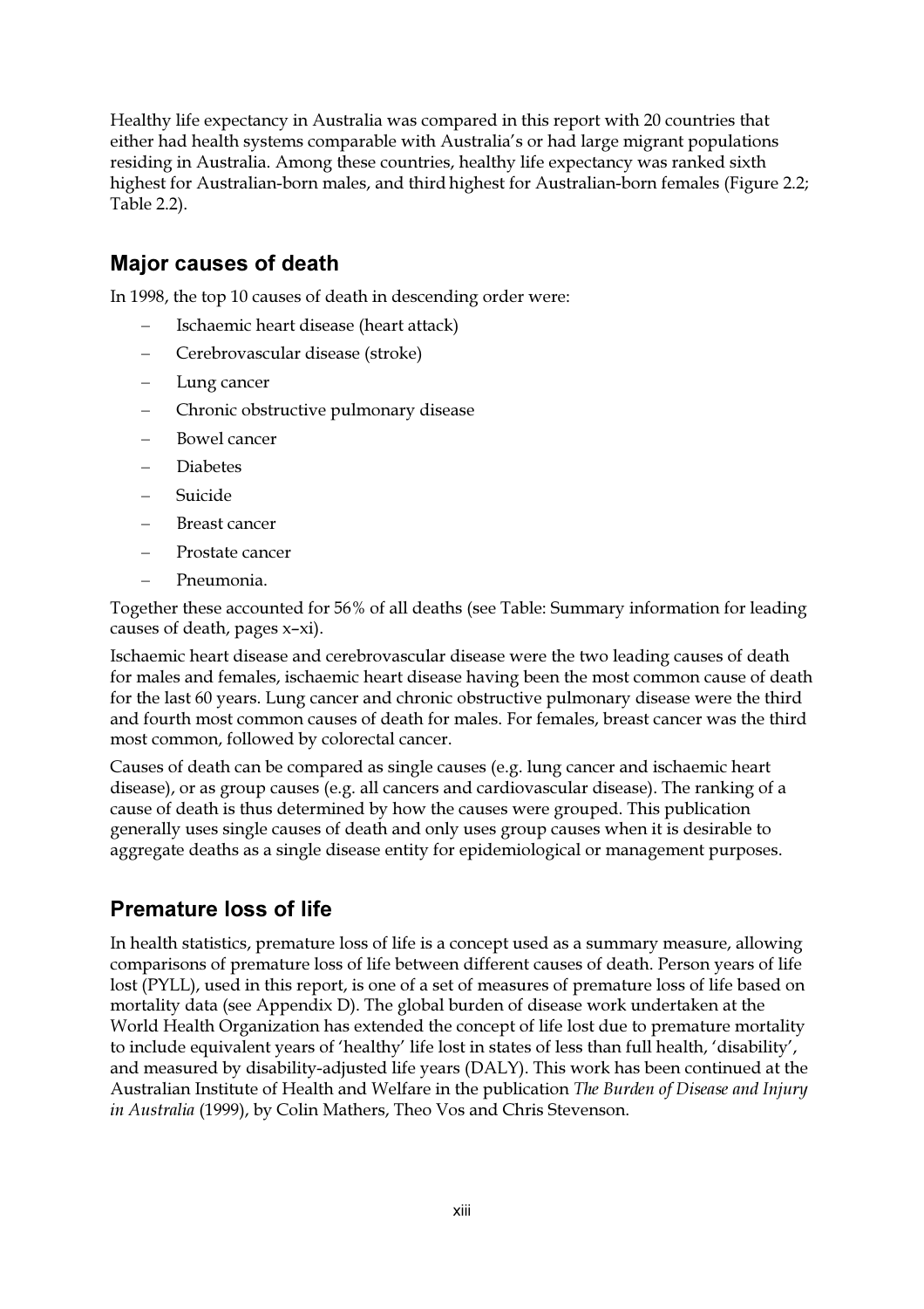Healthy life expectancy in Australia was compared in this report with 20 countries that either had health systems comparable with Australia's or had large migrant populations residing in Australia. Among these countries, healthy life expectancy was ranked sixth highest for Australian-born males, and third highest for Australian-born females (Figure 2.2; Table 2.2).

## Major causes of death

In 1998, the top 10 causes of death in descending order were:

- Ischaemic heart disease (heart attack)
- Cerebrovascular disease (stroke)
- Lung cancer
- Chronic obstructive pulmonary disease
- Bowel cancer
- Diabetes
- Suicide
- Breast cancer
- Prostate cancer
- Pneumonia.

Together these accounted for 56% of all deaths (see Table: Summary information for leading causes of death, pages x–xi).

Ischaemic heart disease and cerebrovascular disease were the two leading causes of death for males and females, ischaemic heart disease having been the most common cause of death for the last 60 years. Lung cancer and chronic obstructive pulmonary disease were the third and fourth most common causes of death for males. For females, breast cancer was the third most common, followed by colorectal cancer.

Causes of death can be compared as single causes (e.g. lung cancer and ischaemic heart disease), or as group causes (e.g. all cancers and cardiovascular disease). The ranking of a cause of death is thus determined by how the causes were grouped. This publication generally uses single causes of death and only uses group causes when it is desirable to aggregate deaths as a single disease entity for epidemiological or management purposes.

## Premature loss of life

In health statistics, premature loss of life is a concept used as a summary measure, allowing comparisons of premature loss of life between different causes of death. Person years of life lost (PYLL), used in this report, is one of a set of measures of premature loss of life based on mortality data (see Appendix D). The global burden of disease work undertaken at the World Health Organization has extended the concept of life lost due to premature mortality to include equivalent years of 'healthy' life lost in states of less than full health, 'disability', and measured by disability-adjusted life years (DALY). This work has been continued at the Australian Institute of Health and Welfare in the publication *The Burden of Disease and Injury in Australia* (1999), by Colin Mathers, Theo Vos and Chris Stevenson.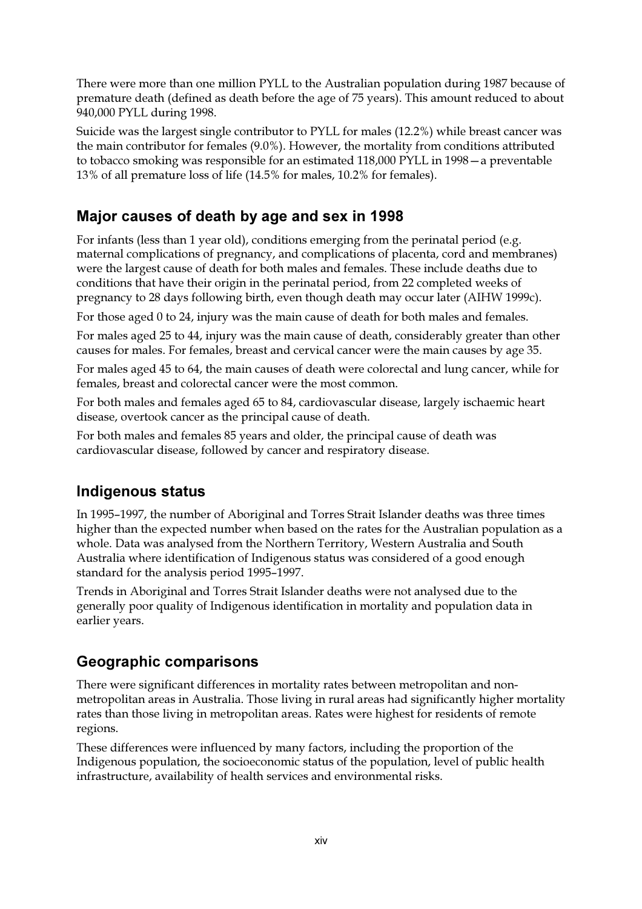There were more than one million PYLL to the Australian population during 1987 because of premature death (defined as death before the age of 75 years). This amount reduced to about 940,000 PYLL during 1998.

Suicide was the largest single contributor to PYLL for males (12.2%) while breast cancer was the main contributor for females (9.0%). However, the mortality from conditions attributed to tobacco smoking was responsible for an estimated 118,000 PYLL in 1998—a preventable 13% of all premature loss of life (14.5% for males, 10.2% for females).

## Major causes of death by age and sex in 1998

For infants (less than 1 year old), conditions emerging from the perinatal period (e.g. maternal complications of pregnancy, and complications of placenta, cord and membranes) were the largest cause of death for both males and females. These include deaths due to conditions that have their origin in the perinatal period, from 22 completed weeks of pregnancy to 28 days following birth, even though death may occur later (AIHW 1999c).

For those aged 0 to 24, injury was the main cause of death for both males and females.

For males aged 25 to 44, injury was the main cause of death, considerably greater than other causes for males. For females, breast and cervical cancer were the main causes by age 35.

For males aged 45 to 64, the main causes of death were colorectal and lung cancer, while for females, breast and colorectal cancer were the most common.

For both males and females aged 65 to 84, cardiovascular disease, largely ischaemic heart disease, overtook cancer as the principal cause of death.

For both males and females 85 years and older, the principal cause of death was cardiovascular disease, followed by cancer and respiratory disease.

## Indigenous status

In 1995–1997, the number of Aboriginal and Torres Strait Islander deaths was three times higher than the expected number when based on the rates for the Australian population as a whole. Data was analysed from the Northern Territory, Western Australia and South Australia where identification of Indigenous status was considered of a good enough standard for the analysis period 1995–1997.

Trends in Aboriginal and Torres Strait Islander deaths were not analysed due to the generally poor quality of Indigenous identification in mortality and population data in earlier years.

## Geographic comparisons

There were significant differences in mortality rates between metropolitan and non-metropolitan areas in Australia. Those living in rural areas had significantly higher mortality rates than those living in metropolitan areas. Rates were highest for residents of remote regions.

These differences were influenced by many factors, including the proportion of the Indigenous population, the socioeconomic status of the population, level of public health infrastructure, availability of health services and environmental risks.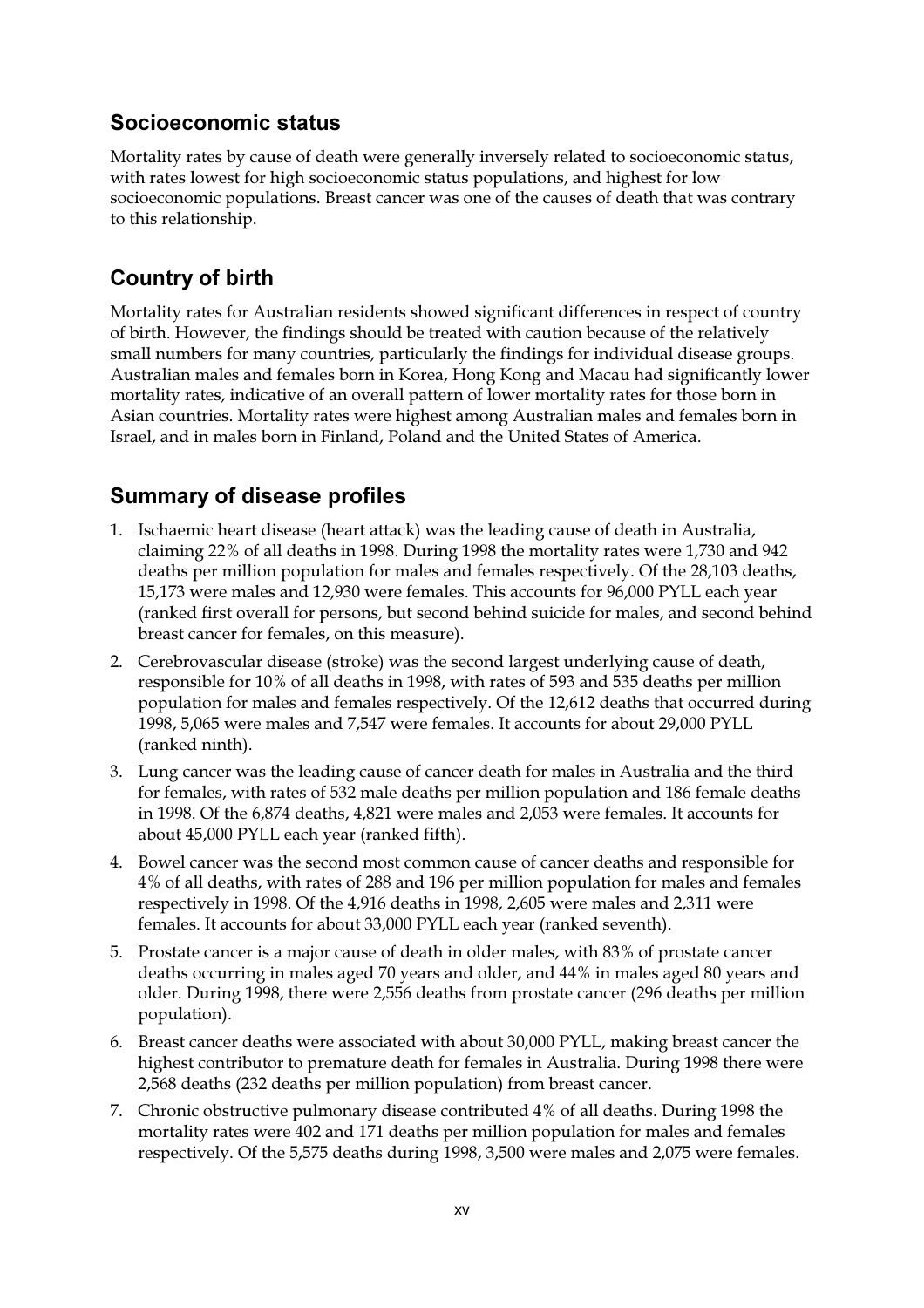## Socioeconomic status

Mortality rates by cause of death were generally inversely related to socioeconomic status, with rates lowest for high socioeconomic status populations, and highest for low socioeconomic populations. Breast cancer was one of the causes of death that was contrary to this relationship.

## Country of birth

Mortality rates for Australian residents showed significant differences in respect of country of birth. However, the findings should be treated with caution because of the relatively small numbers for many countries, particularly the findings for individual disease groups. Australian males and females born in Korea, Hong Kong and Macau had significantly lower mortality rates, indicative of an overall pattern of lower mortality rates for those born in Asian countries. Mortality rates were highest among Australian males and females born in Israel, and in males born in Finland, Poland and the United States of America.

## Summary of disease profiles

1. Ischaemic heart disease (heart attack) was the leading cause of death in Australia, claiming 22% of all deaths in 1998. During 1998 the mortality rates were 1,730 and 942 deaths per million population for males and females respectively. Of the 28,103 deaths, 15,173 were males and 12,930 were females. This accounts for 96,000 PYLL each year (ranked first overall for persons, but second behind suicide for males, and second behind breast cancer for females, on this measure).
2. Cerebrovascular disease (stroke) was the second largest underlying cause of death, responsible for 10% of all deaths in 1998, with rates of 593 and 535 deaths per million population for males and females respectively. Of the 12,612 deaths that occurred during 1998, 5,065 were males and 7,547 were females. It accounts for about 29,000 PYLL (ranked ninth).
3. Lung cancer was the leading cause of cancer death for males in Australia and the third for females, with rates of 532 male deaths per million population and 186 female deaths in 1998. Of the 6,874 deaths, 4,821 were males and 2,053 were females. It accounts for about 45,000 PYLL each year (ranked fifth).
4. Bowel cancer was the second most common cause of cancer deaths and responsible for 4% of all deaths, with rates of 288 and 196 per million population for males and females respectively in 1998. Of the 4,916 deaths in 1998, 2,605 were males and 2,311 were females. It accounts for about 33,000 PYLL each year (ranked seventh).
5. Prostate cancer is a major cause of death in older males, with 83% of prostate cancer deaths occurring in males aged 70 years and older, and 44% in males aged 80 years and older. During 1998, there were 2,556 deaths from prostate cancer (296 deaths per million population).
6. Breast cancer deaths were associated with about 30,000 PYLL, making breast cancer the highest contributor to premature death for females in Australia. During 1998 there were 2,568 deaths (232 deaths per million population) from breast cancer.
7. Chronic obstructive pulmonary disease contributed 4% of all deaths. During 1998 the mortality rates were 402 and 171 deaths per million population for males and females respectively. Of the 5,575 deaths during 1998, 3,500 were males and 2,075 were females.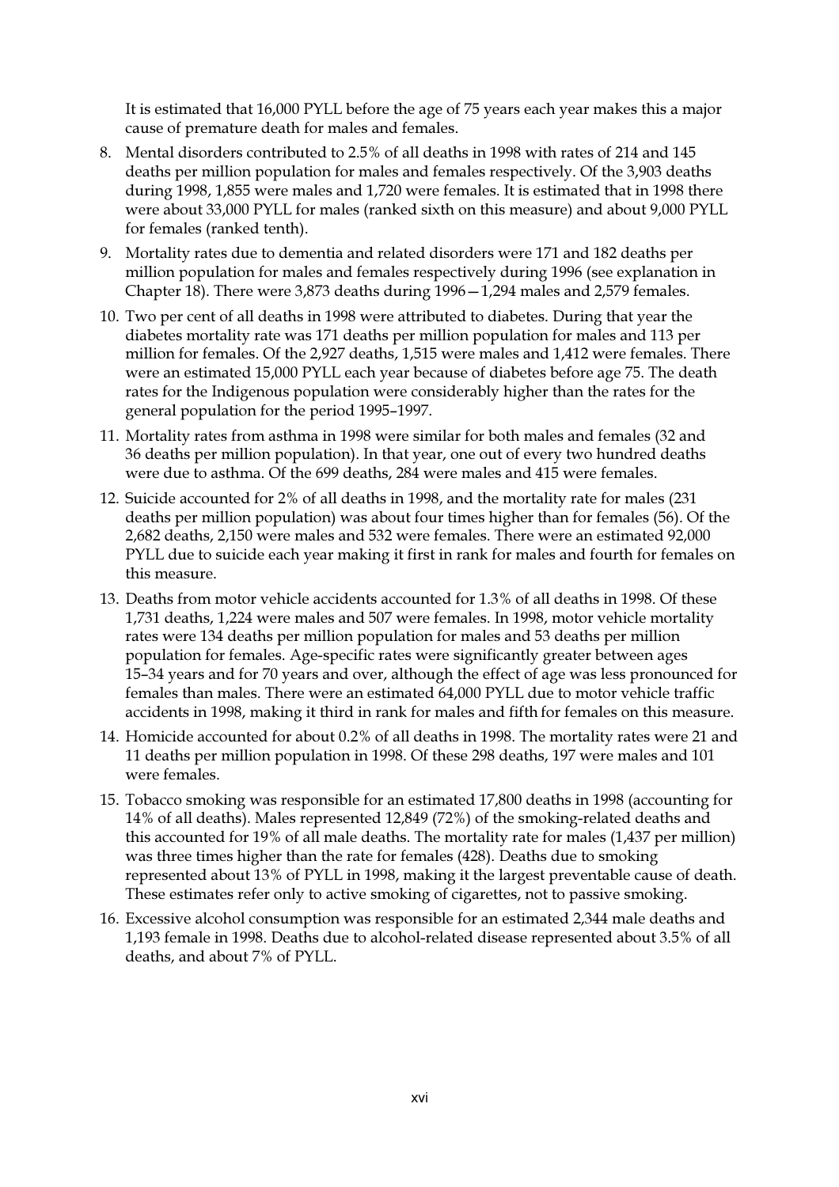It is estimated that 16,000 PYLL before the age of 75 years each year makes this a major cause of premature death for males and females.

8. Mental disorders contributed to 2.5% of all deaths in 1998 with rates of 214 and 145 deaths per million population for males and females respectively. Of the 3,903 deaths during 1998, 1,855 were males and 1,720 were females. It is estimated that in 1998 there were about 33,000 PYLL for males (ranked sixth on this measure) and about 9,000 PYLL for females (ranked tenth).
9. Mortality rates due to dementia and related disorders were 171 and 182 deaths per million population for males and females respectively during 1996 (see explanation in Chapter 18). There were 3,873 deaths during 1996—1,294 males and 2,579 females.
10. Two per cent of all deaths in 1998 were attributed to diabetes. During that year the diabetes mortality rate was 171 deaths per million population for males and 113 per million for females. Of the 2,927 deaths, 1,515 were males and 1,412 were females. There were an estimated 15,000 PYLL each year because of diabetes before age 75. The death rates for the Indigenous population were considerably higher than the rates for the general population for the period 1995–1997.
11. Mortality rates from asthma in 1998 were similar for both males and females (32 and 36 deaths per million population). In that year, one out of every two hundred deaths were due to asthma. Of the 699 deaths, 284 were males and 415 were females.
12. Suicide accounted for 2% of all deaths in 1998, and the mortality rate for males (231 deaths per million population) was about four times higher than for females (56). Of the 2,682 deaths, 2,150 were males and 532 were females. There were an estimated 92,000 PYLL due to suicide each year making it first in rank for males and fourth for females on this measure.
13. Deaths from motor vehicle accidents accounted for 1.3% of all deaths in 1998. Of these 1,731 deaths, 1,224 were males and 507 were females. In 1998, motor vehicle mortality rates were 134 deaths per million population for males and 53 deaths per million population for females. Age-specific rates were significantly greater between ages 15–34 years and for 70 years and over, although the effect of age was less pronounced for females than males. There were an estimated 64,000 PYLL due to motor vehicle traffic accidents in 1998, making it third in rank for males and fifth for females on this measure.
14. Homicide accounted for about 0.2% of all deaths in 1998. The mortality rates were 21 and 11 deaths per million population in 1998. Of these 298 deaths, 197 were males and 101 were females.
15. Tobacco smoking was responsible for an estimated 17,800 deaths in 1998 (accounting for 14% of all deaths). Males represented 12,849 (72%) of the smoking-related deaths and this accounted for 19% of all male deaths. The mortality rate for males (1,437 per million) was three times higher than the rate for females (428). Deaths due to smoking represented about 13% of PYLL in 1998, making it the largest preventable cause of death. These estimates refer only to active smoking of cigarettes, not to passive smoking.
16. Excessive alcohol consumption was responsible for an estimated 2,344 male deaths and 1,193 female in 1998. Deaths due to alcohol-related disease represented about 3.5% of all deaths, and about 7% of PYLL.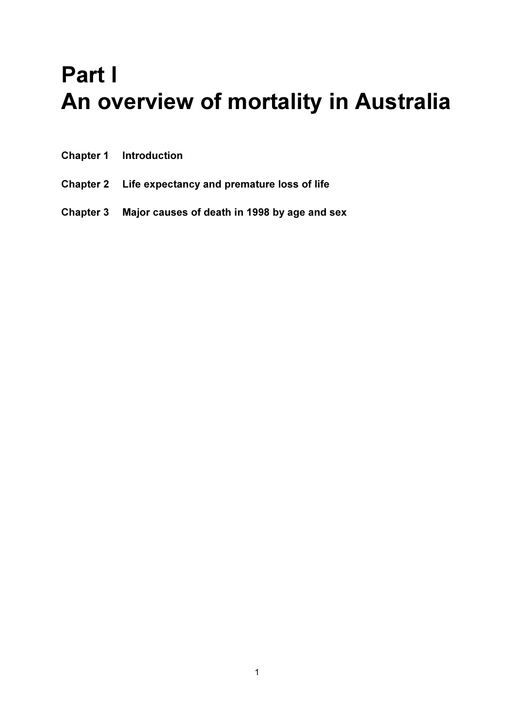# Part I
# An overview of mortality in Australia

**Chapter 1 Introduction**

**Chapter 2 Life expectancy and premature loss of life**

**Chapter 3 Major causes of death in 1998 by age and sex**